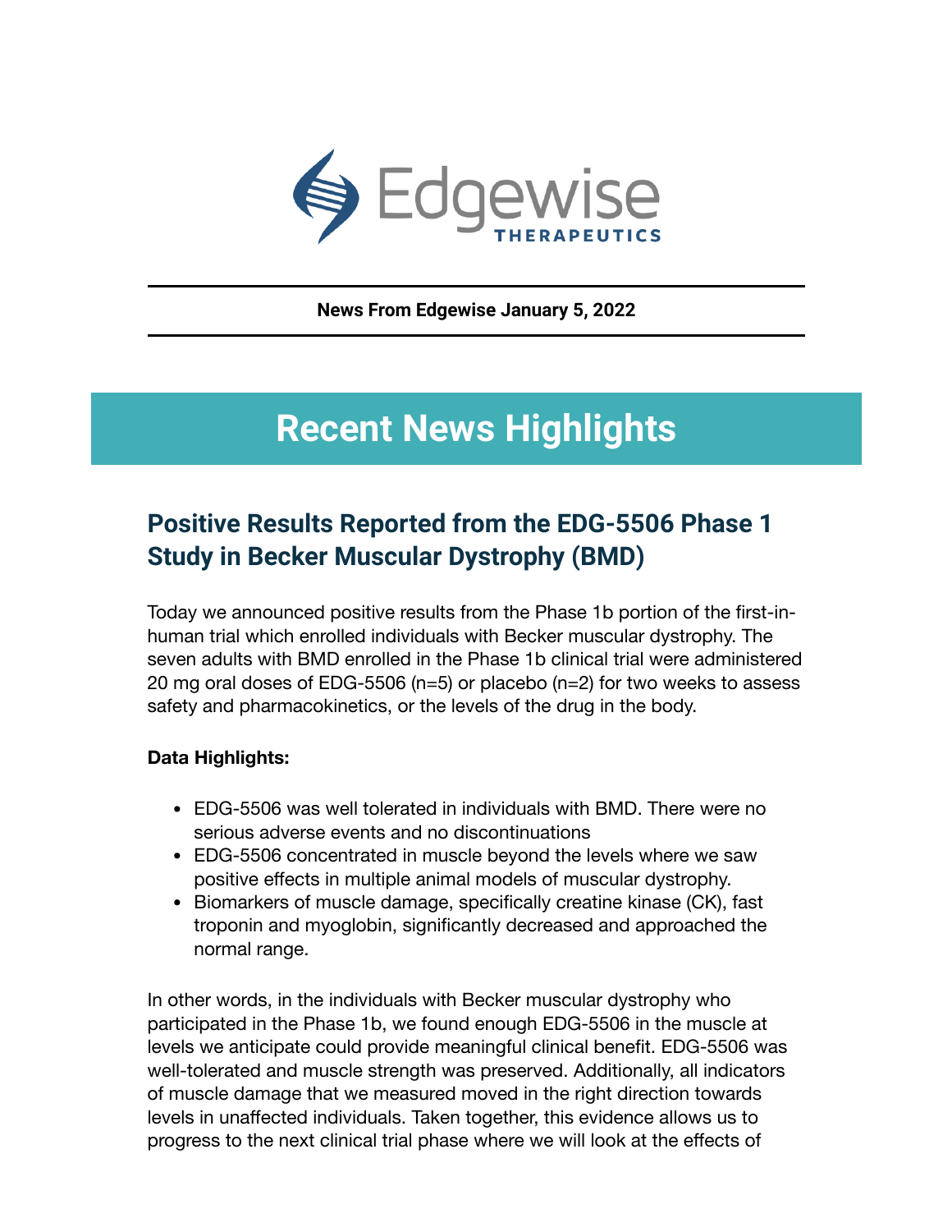Edgewise THERAPEUTICS

**News From Edgewise January 5, 2022**

# Recent News Highlights

## Positive Results Reported from the EDG-5506 Phase 1 Study in Becker Muscular Dystrophy (BMD)

Today we announced positive results from the Phase 1b portion of the first-in-human trial which enrolled individuals with Becker muscular dystrophy. The seven adults with BMD enrolled in the Phase 1b clinical trial were administered 20 mg oral doses of EDG-5506 (n=5) or placebo (n=2) for two weeks to assess safety and pharmacokinetics, or the levels of the drug in the body.

**Data Highlights:**

- EDG-5506 was well tolerated in individuals with BMD. There were no serious adverse events and no discontinuations
- EDG-5506 concentrated in muscle beyond the levels where we saw positive effects in multiple animal models of muscular dystrophy.
- Biomarkers of muscle damage, specifically creatine kinase (CK), fast troponin and myoglobin, significantly decreased and approached the normal range.

In other words, in the individuals with Becker muscular dystrophy who participated in the Phase 1b, we found enough EDG-5506 in the muscle at levels we anticipate could provide meaningful clinical benefit. EDG-5506 was well-tolerated and muscle strength was preserved. Additionally, all indicators of muscle damage that we measured moved in the right direction towards levels in unaffected individuals. Taken together, this evidence allows us to progress to the next clinical trial phase where we will look at the effects of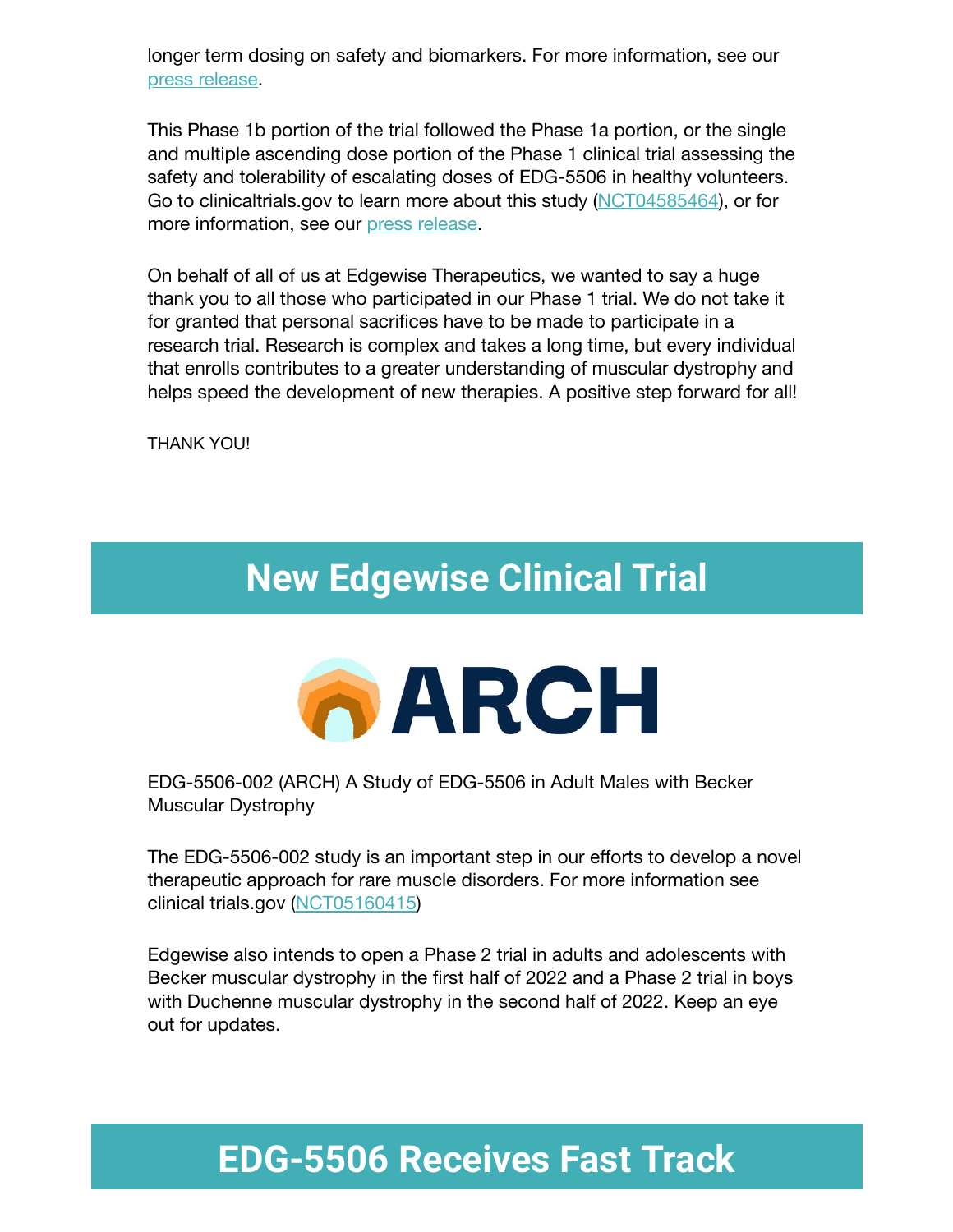longer term dosing on safety and biomarkers. For more information, see our [press release](#).

This Phase 1b portion of the trial followed the Phase 1a portion, or the single and multiple ascending dose portion of the Phase 1 clinical trial assessing the safety and tolerability of escalating doses of EDG-5506 in healthy volunteers. Go to clinicaltrials.gov to learn more about this study ([NCT04585464](#)), or for more information, see our [press release](#).

On behalf of all of us at Edgewise Therapeutics, we wanted to say a huge thank you to all those who participated in our Phase 1 trial. We do not take it for granted that personal sacrifices have to be made to participate in a research trial. Research is complex and takes a long time, but every individual that enrolls contributes to a greater understanding of muscular dystrophy and helps speed the development of new therapies. A positive step forward for all!

THANK YOU!

# New Edgewise Clinical Trial

ARCH

EDG-5506-002 (ARCH) A Study of EDG-5506 in Adult Males with Becker Muscular Dystrophy

The EDG-5506-002 study is an important step in our efforts to develop a novel therapeutic approach for rare muscle disorders. For more information see clinical trials.gov ([NCT05160415](#))

Edgewise also intends to open a Phase 2 trial in adults and adolescents with Becker muscular dystrophy in the first half of 2022 and a Phase 2 trial in boys with Duchenne muscular dystrophy in the second half of 2022. Keep an eye out for updates.

# EDG-5506 Receives Fast Track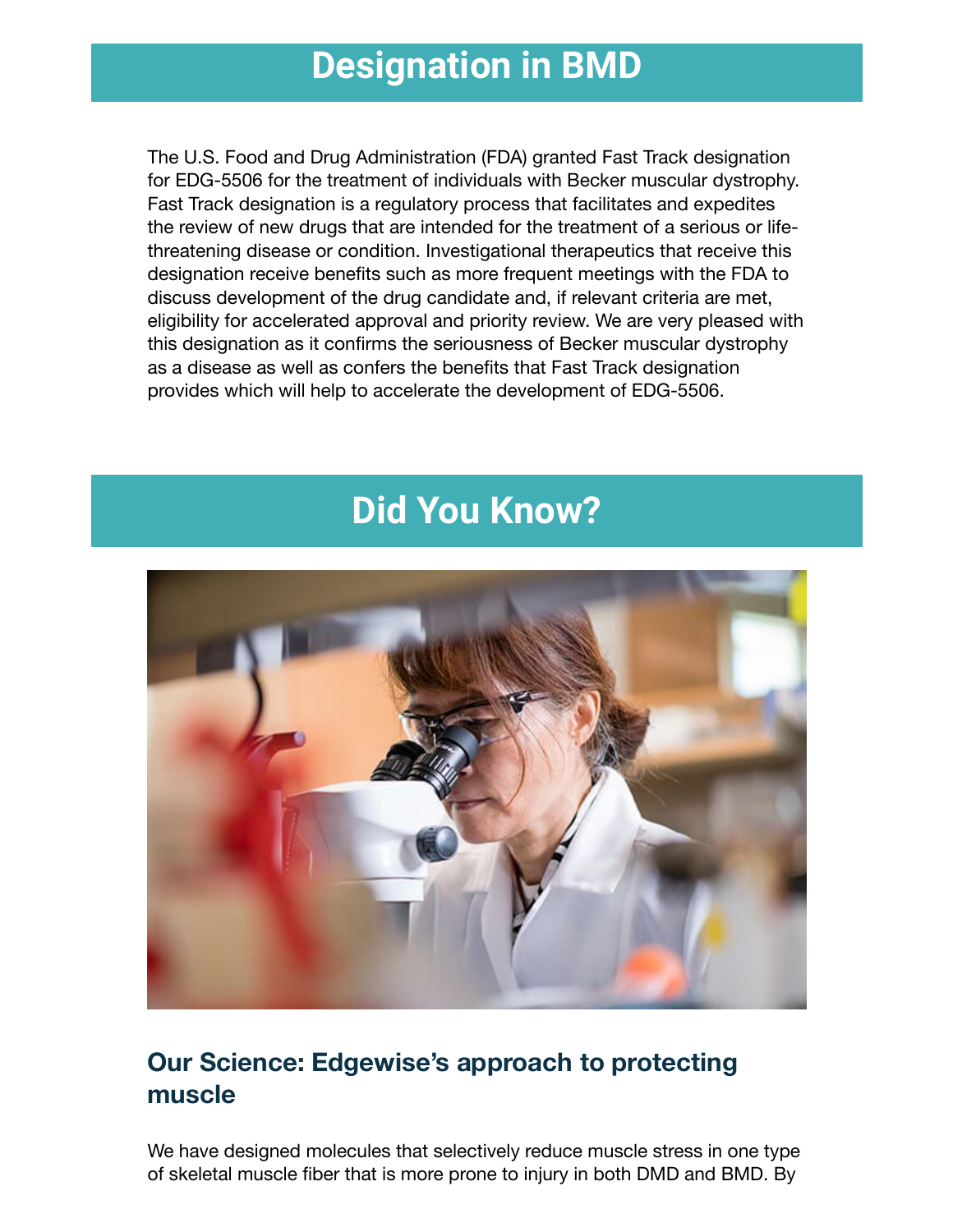# Designation in BMD

The U.S. Food and Drug Administration (FDA) granted Fast Track designation for EDG-5506 for the treatment of individuals with Becker muscular dystrophy. Fast Track designation is a regulatory process that facilitates and expedites the review of new drugs that are intended for the treatment of a serious or life-threatening disease or condition. Investigational therapeutics that receive this designation receive benefits such as more frequent meetings with the FDA to discuss development of the drug candidate and, if relevant criteria are met, eligibility for accelerated approval and priority review. We are very pleased with this designation as it confirms the seriousness of Becker muscular dystrophy as a disease as well as confers the benefits that Fast Track designation provides which will help to accelerate the development of EDG-5506.

# Did You Know?

## Our Science: Edgewise's approach to protecting muscle

We have designed molecules that selectively reduce muscle stress in one type of skeletal muscle fiber that is more prone to injury in both DMD and BMD. By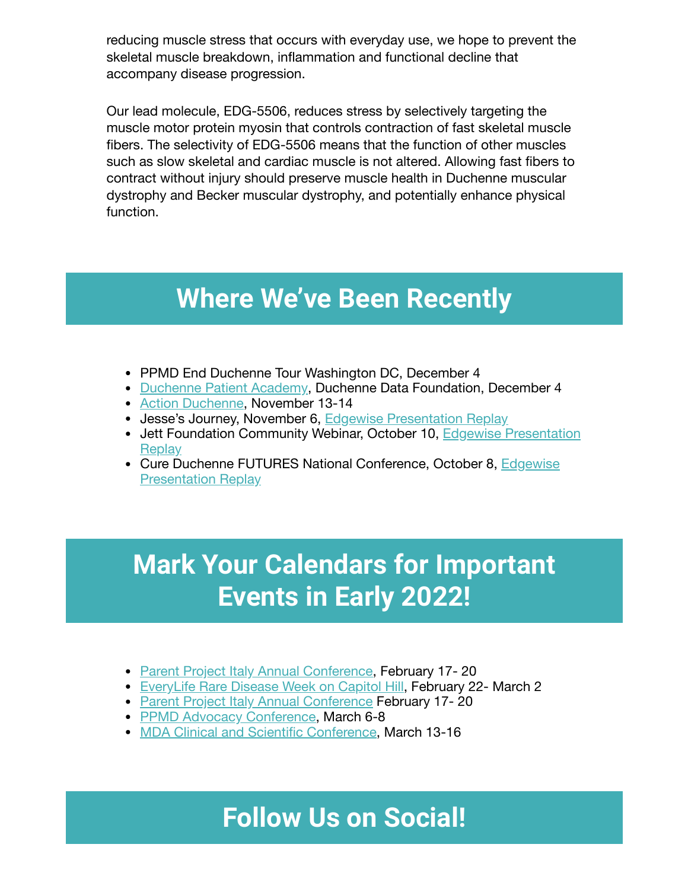reducing muscle stress that occurs with everyday use, we hope to prevent the skeletal muscle breakdown, inflammation and functional decline that accompany disease progression.

Our lead molecule, EDG-5506, reduces stress by selectively targeting the muscle motor protein myosin that controls contraction of fast skeletal muscle fibers. The selectivity of EDG-5506 means that the function of other muscles such as slow skeletal and cardiac muscle is not altered. Allowing fast fibers to contract without injury should preserve muscle health in Duchenne muscular dystrophy and Becker muscular dystrophy, and potentially enhance physical function.

# Where We've Been Recently

- PPMD End Duchenne Tour Washington DC, December 4
- Duchenne Patient Academy, Duchenne Data Foundation, December 4
- Action Duchenne, November 13-14
- Jesse's Journey, November 6, Edgewise Presentation Replay
- Jett Foundation Community Webinar, October 10, Edgewise Presentation Replay
- Cure Duchenne FUTURES National Conference, October 8, Edgewise Presentation Replay

# Mark Your Calendars for Important Events in Early 2022!

- Parent Project Italy Annual Conference, February 17- 20
- EveryLife Rare Disease Week on Capitol Hill, February 22- March 2
- Parent Project Italy Annual Conference February 17- 20
- PPMD Advocacy Conference, March 6-8
- MDA Clinical and Scientific Conference, March 13-16

# Follow Us on Social!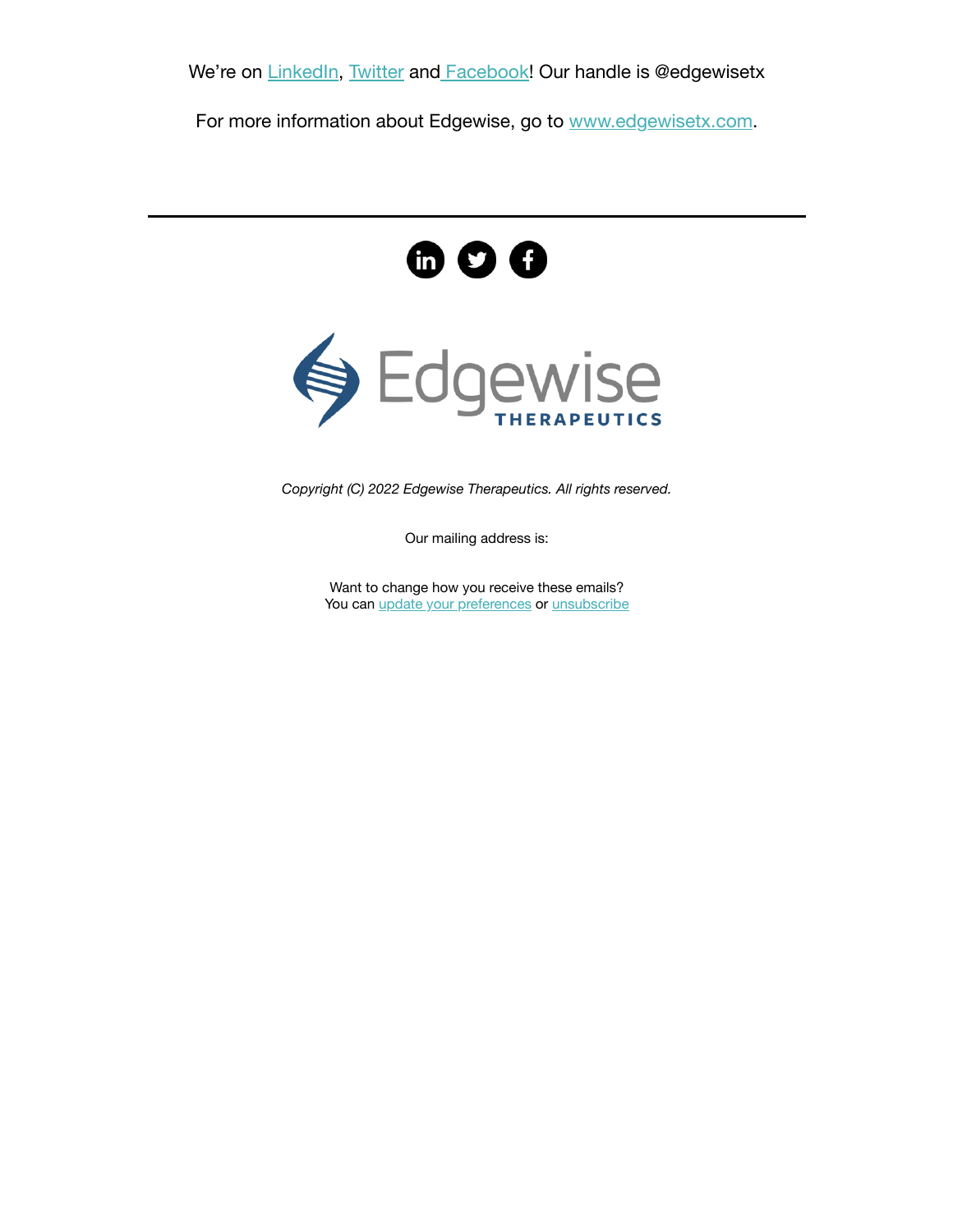We're on LinkedIn, Twitter and Facebook! Our handle is @edgewisetx

For more information about Edgewise, go to www.edgewisetx.com.

---

*Copyright (C) 2022 Edgewise Therapeutics. All rights reserved.*

Our mailing address is:

Want to change how you receive these emails?
You can update your preferences or unsubscribe